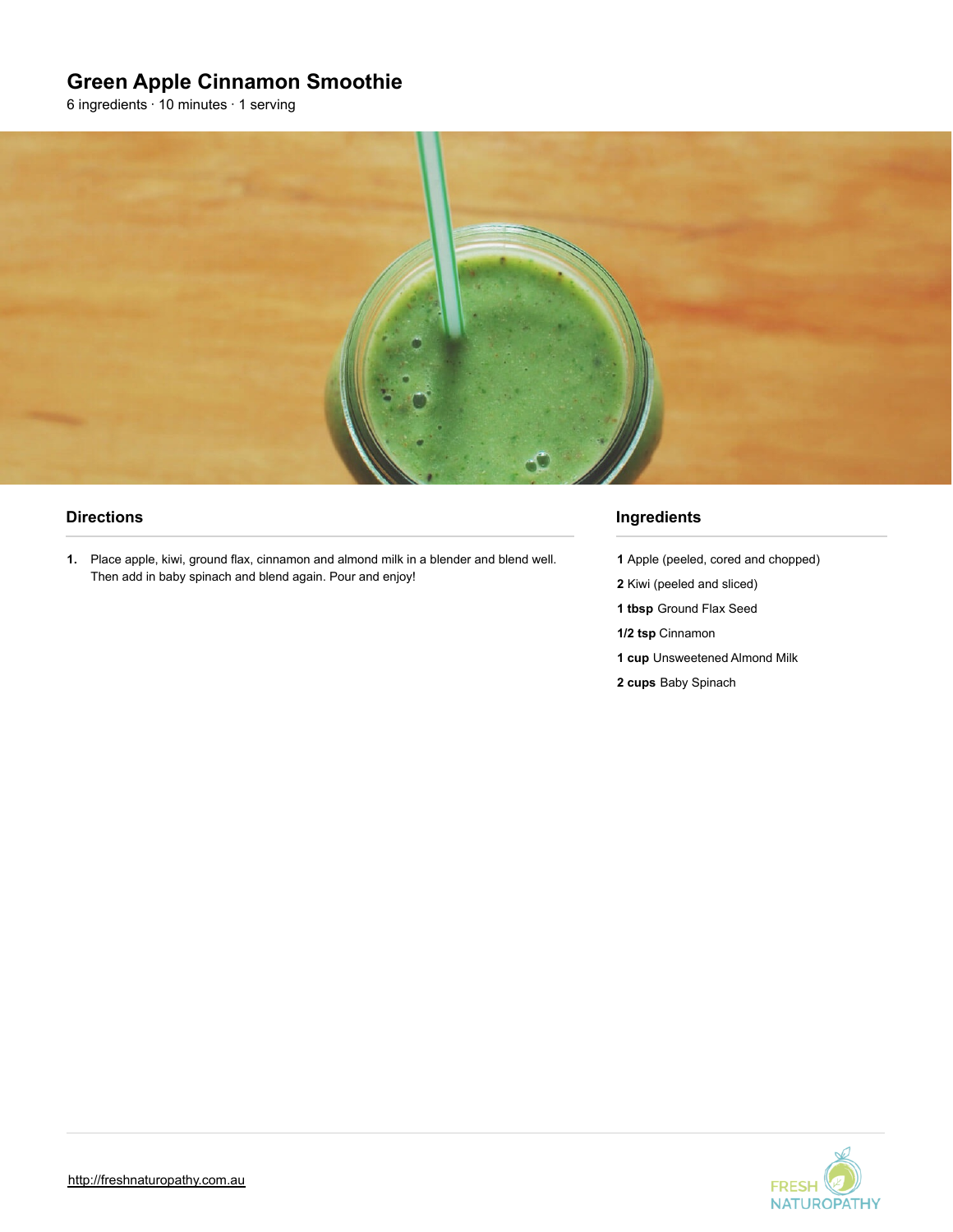# Green Apple Cinnamon Smoothie

6 ingredients · 10 minutes · 1 serving

## Directions

1. Place apple, kiwi, ground flax, cinnamon and almond milk in a blender and blend well. Then add in baby spinach and blend again. Pour and enjoy!

## Ingredients

**1** Apple (peeled, cored and chopped)

**2** Kiwi (peeled and sliced)

**1 tbsp** Ground Flax Seed

**1/2 tsp** Cinnamon

**1 cup** Unsweetened Almond Milk

**2 cups** Baby Spinach

http://freshnaturopathy.com.au

FRESH NATUROPATHY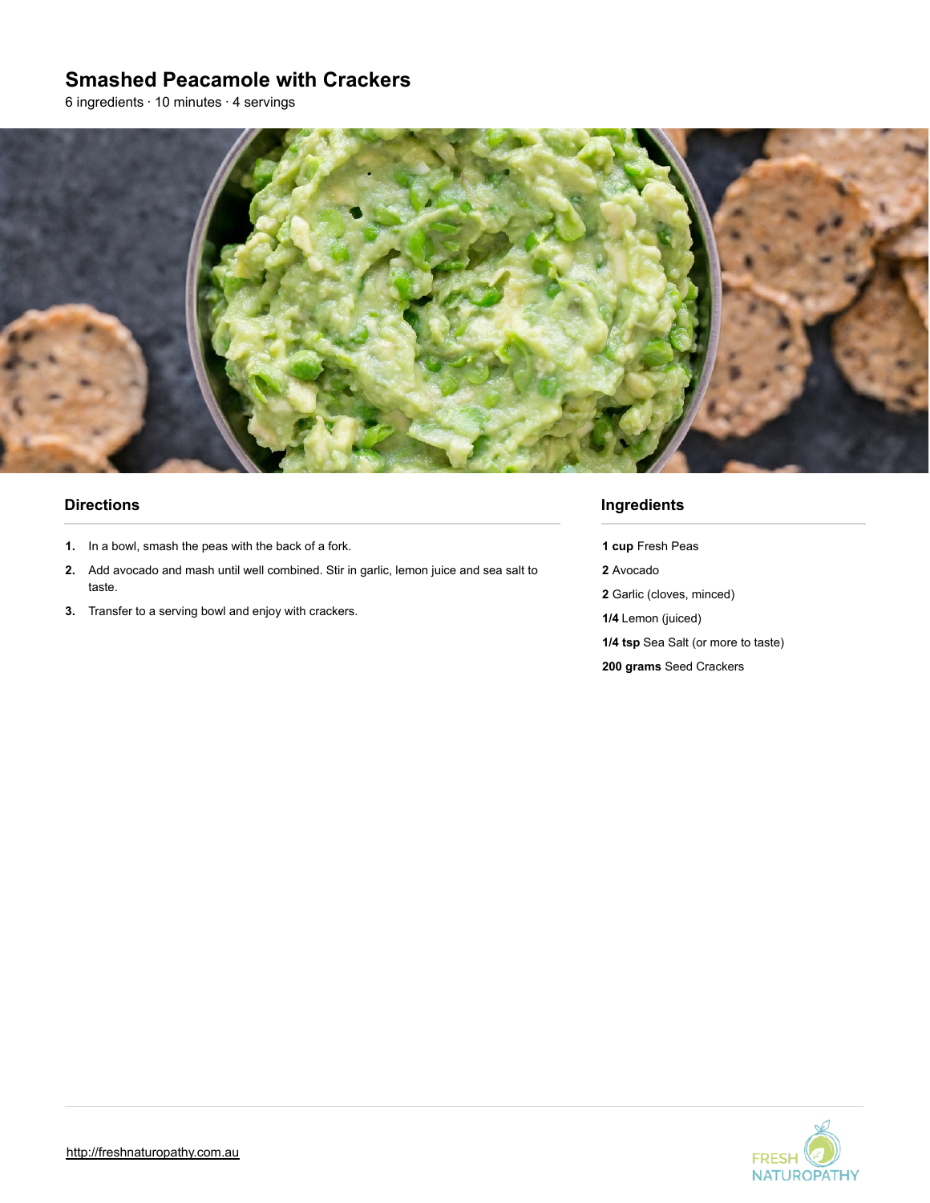# Smashed Peacamole with Crackers

6 ingredients · 10 minutes · 4 servings

## Directions

1. In a bowl, smash the peas with the back of a fork.
2. Add avocado and mash until well combined. Stir in garlic, lemon juice and sea salt to taste.
3. Transfer to a serving bowl and enjoy with crackers.

## Ingredients

**1 cup** Fresh Peas

**2** Avocado

**2** Garlic (cloves, minced)

**1/4** Lemon (juiced)

**1/4 tsp** Sea Salt (or more to taste)

**200 grams** Seed Crackers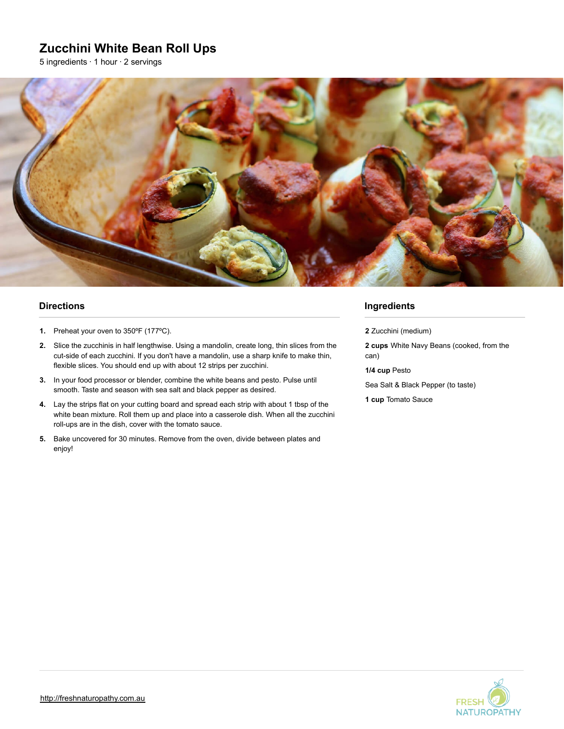# Zucchini White Bean Roll Ups

5 ingredients · 1 hour · 2 servings

## Directions

1. Preheat your oven to 350ºF (177ºC).
2. Slice the zucchinis in half lengthwise. Using a mandolin, create long, thin slices from the cut-side of each zucchini. If you don't have a mandolin, use a sharp knife to make thin, flexible slices. You should end up with about 12 strips per zucchini.
3. In your food processor or blender, combine the white beans and pesto. Pulse until smooth. Taste and season with sea salt and black pepper as desired.
4. Lay the strips flat on your cutting board and spread each strip with about 1 tbsp of the white bean mixture. Roll them up and place into a casserole dish. When all the zucchini roll-ups are in the dish, cover with the tomato sauce.
5. Bake uncovered for 30 minutes. Remove from the oven, divide between plates and enjoy!

## Ingredients

**2** Zucchini (medium)

**2 cups** White Navy Beans (cooked, from the can)

**1/4 cup** Pesto

Sea Salt & Black Pepper (to taste)

**1 cup** Tomato Sauce

http://freshnaturopathy.com.au